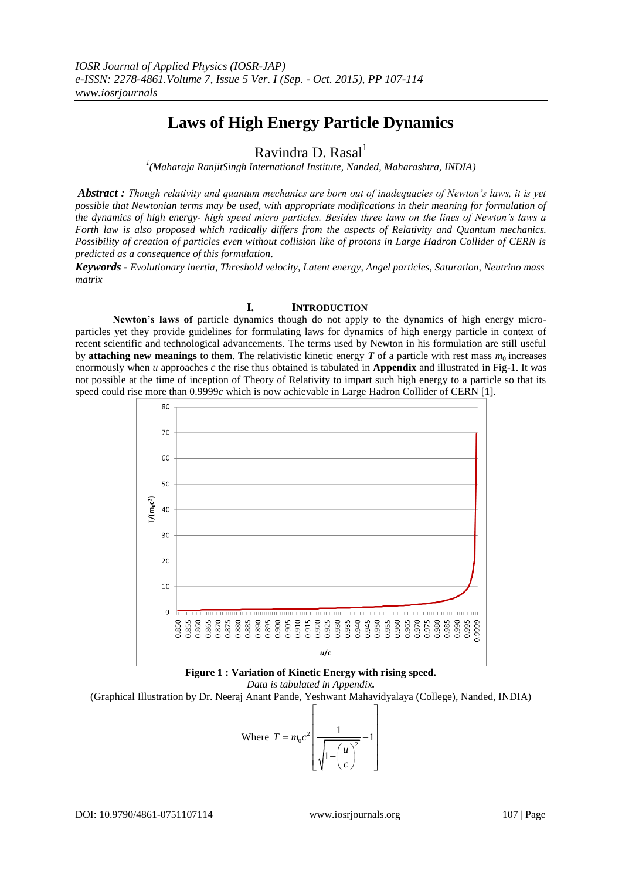# Laws of High Energy Particle Dynamics

Ravindra D. Rasal[1]

[1](Maharaja RanjitSingh International Institute, Nanded, Maharashtra, INDIA)

***Abstract :*** *Though relativity and quantum mechanics are born out of inadequacies of Newton's laws, it is yet possible that Newtonian terms may be used, with appropriate modifications in their meaning for formulation of the dynamics of high energy- high speed micro particles. Besides three laws on the lines of Newton's laws a Forth law is also proposed which radically differs from the aspects of Relativity and Quantum mechanics. Possibility of creation of particles even without collision like of protons in Large Hadron Collider of CERN is predicted as a consequence of this formulation.*

***Keywords -*** *Evolutionary inertia, Threshold velocity, Latent energy, Angel particles, Saturation, Neutrino mass matrix*

## I. INTRODUCTION

**Newton's laws of** particle dynamics though do not apply to the dynamics of high energy micro-particles yet they provide guidelines for formulating laws for dynamics of high energy particle in context of recent scientific and technological advancements. The terms used by Newton in his formulation are still useful by **attaching new meanings** to them. The relativistic kinetic energy $\boldsymbol{T}$ of a particle with rest mass $m_0$ increases enormously when $u$ approaches $c$ the rise thus obtained is tabulated in **Appendix** and illustrated in Fig-1. It was not possible at the time of inception of Theory of Relativity to impart such high energy to a particle so that its speed could rise more than 0.9999$c$ which is now achievable in Large Hadron Collider of CERN [1].

**Figure 1 : Variation of Kinetic Energy with rising speed.**

*Data is tabulated in Appendix.*

(Graphical Illustration by Dr. Neeraj Anant Pande, Yeshwant Mahavidyalaya (College), Nanded, INDIA)

$$\text{Where } T = m_0c^2\left[\frac{1}{\sqrt{1-\left(\frac{u}{c}\right)^2}}-1\right]$$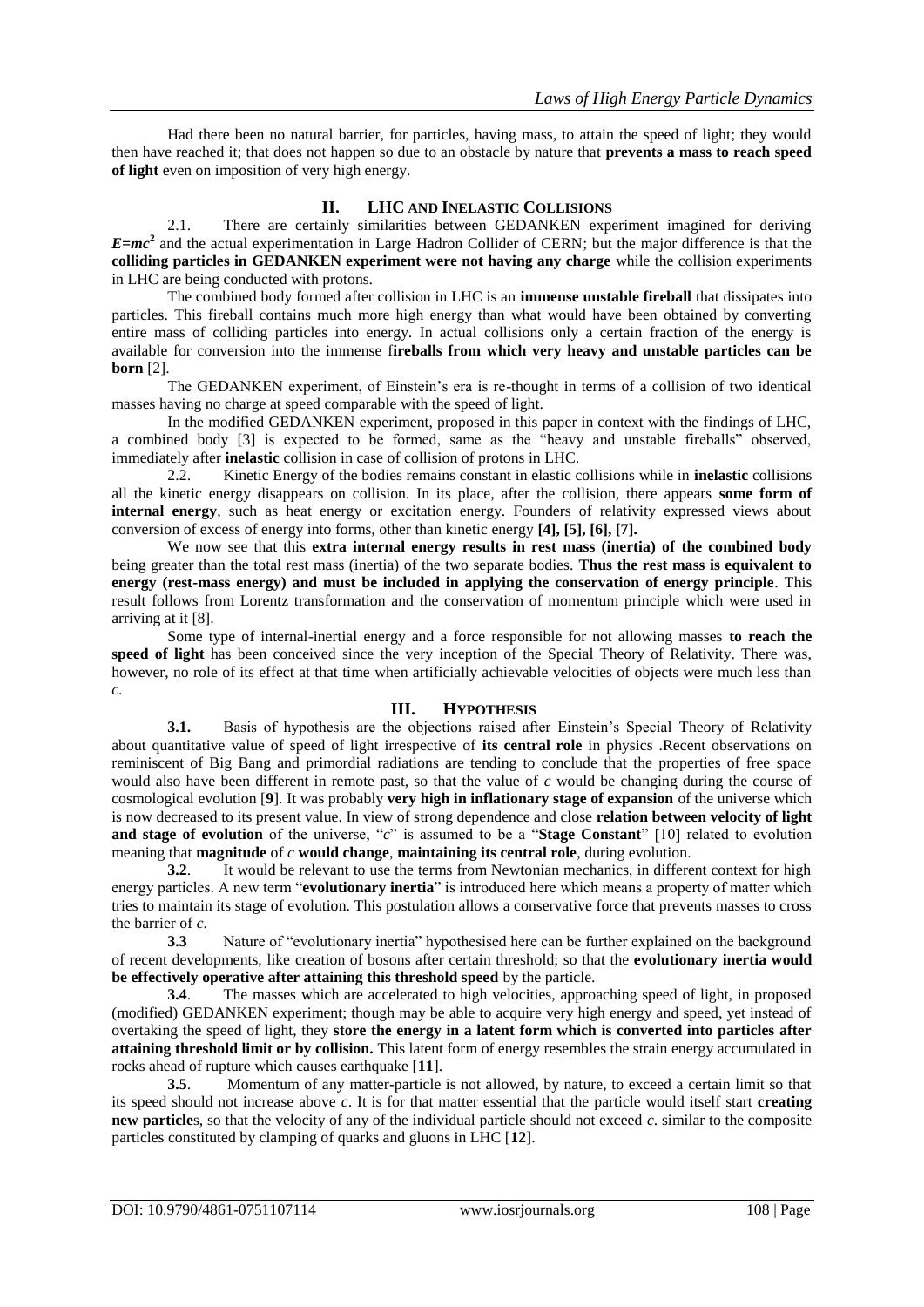Had there been no natural barrier, for particles, having mass, to attain the speed of light; they would then have reached it; that does not happen so due to an obstacle by nature that **prevents a mass to reach speed of light** even on imposition of very high energy.

## II. LHC and Inelastic Collisions

2.1. There are certainly similarities between GEDANKEN experiment imagined for deriving $E=mc^2$ and the actual experimentation in Large Hadron Collider of CERN; but the major difference is that the **colliding particles in GEDANKEN experiment were not having any charge** while the collision experiments in LHC are being conducted with protons.

The combined body formed after collision in LHC is an **immense unstable fireball** that dissipates into particles. This fireball contains much more high energy than what would have been obtained by converting entire mass of colliding particles into energy. In actual collisions only a certain fraction of the energy is available for conversion into the immense f**ireballs from which very heavy and unstable particles can be born** [2].

The GEDANKEN experiment, of Einstein's era is re-thought in terms of a collision of two identical masses having no charge at speed comparable with the speed of light.

In the modified GEDANKEN experiment, proposed in this paper in context with the findings of LHC, a combined body [3] is expected to be formed, same as the "heavy and unstable fireballs" observed, immediately after **inelastic** collision in case of collision of protons in LHC.

2.2. Kinetic Energy of the bodies remains constant in elastic collisions while in **inelastic** collisions all the kinetic energy disappears on collision. In its place, after the collision, there appears **some form of internal energy**, such as heat energy or excitation energy. Founders of relativity expressed views about conversion of excess of energy into forms, other than kinetic energy **[4], [5], [6], [7].**

We now see that this **extra internal energy results in rest mass (inertia) of the combined body** being greater than the total rest mass (inertia) of the two separate bodies. **Thus the rest mass is equivalent to energy (rest-mass energy) and must be included in applying the conservation of energy principle**. This result follows from Lorentz transformation and the conservation of momentum principle which were used in arriving at it [8].

Some type of internal-inertial energy and a force responsible for not allowing masses **to reach the speed of light** has been conceived since the very inception of the Special Theory of Relativity. There was, however, no role of its effect at that time when artificially achievable velocities of objects were much less than $c$.

## III. Hypothesis

**3.1.** Basis of hypothesis are the objections raised after Einstein's Special Theory of Relativity about quantitative value of speed of light irrespective of **its central role** in physics .Recent observations on reminiscent of Big Bang and primordial radiations are tending to conclude that the properties of free space would also have been different in remote past, so that the value of $c$ would be changing during the course of cosmological evolution [**9**]. It was probably **very high in inflationary stage of expansion** of the universe which is now decreased to its present value. In view of strong dependence and close **relation between velocity of light and stage of evolution** of the universe, "$c$" is assumed to be a "**Stage Constant**" [10] related to evolution meaning that **magnitude** of $c$ **would change**, **maintaining its central role**, during evolution.

**3.2**. It would be relevant to use the terms from Newtonian mechanics, in different context for high energy particles. A new term "**evolutionary inertia**" is introduced here which means a property of matter which tries to maintain its stage of evolution. This postulation allows a conservative force that prevents masses to cross the barrier of $c$.

**3.3** Nature of "evolutionary inertia" hypothesised here can be further explained on the background of recent developments, like creation of bosons after certain threshold; so that the **evolutionary inertia would be effectively operative after attaining this threshold speed** by the particle.

**3.4**. The masses which are accelerated to high velocities, approaching speed of light, in proposed (modified) GEDANKEN experiment; though may be able to acquire very high energy and speed, yet instead of overtaking the speed of light, they **store the energy in a latent form which is converted into particles after attaining threshold limit or by collision.** This latent form of energy resembles the strain energy accumulated in rocks ahead of rupture which causes earthquake [**11**].

**3.5**. Momentum of any matter-particle is not allowed, by nature, to exceed a certain limit so that its speed should not increase above $c$. It is for that matter essential that the particle would itself start **creating new particle**s, so that the velocity of any of the individual particle should not exceed $c$. similar to the composite particles constituted by clamping of quarks and gluons in LHC [**12**].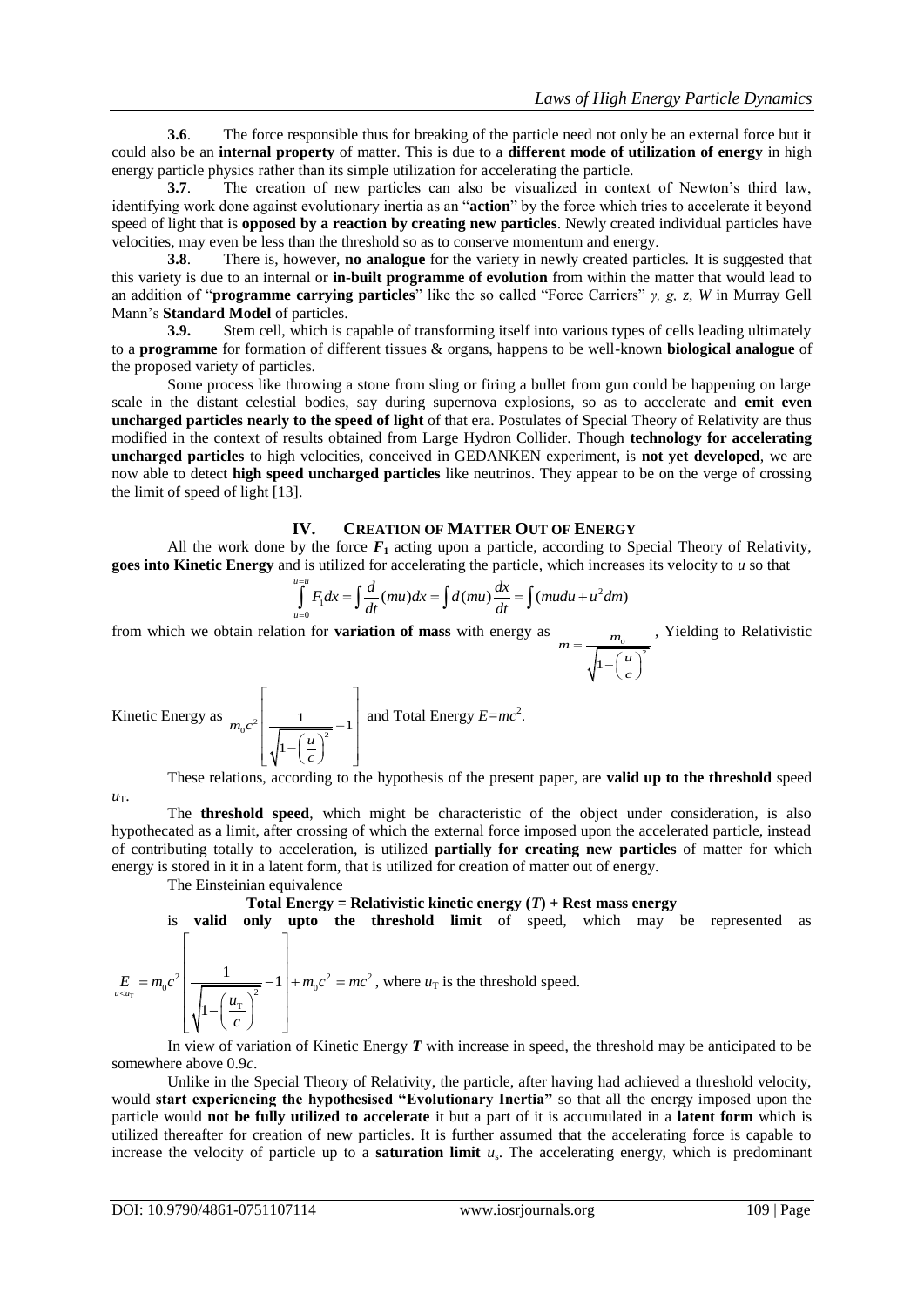**3.6**. The force responsible thus for breaking of the particle need not only be an external force but it could also be an **internal property** of matter. This is due to a **different mode of utilization of energy** in high energy particle physics rather than its simple utilization for accelerating the particle.

**3.7**. The creation of new particles can also be visualized in context of Newton's third law, identifying work done against evolutionary inertia as an "**action**" by the force which tries to accelerate it beyond speed of light that is **opposed by a reaction by creating new particles**. Newly created individual particles have velocities, may even be less than the threshold so as to conserve momentum and energy.

**3.8**. There is, however, **no analogue** for the variety in newly created particles. It is suggested that this variety is due to an internal or **in-built programme of evolution** from within the matter that would lead to an addition of "**programme carrying particles**" like the so called "Force Carriers" $\gamma$, $g$, $z$, $W$ in Murray Gell Mann's **Standard Model** of particles.

**3.9.** Stem cell, which is capable of transforming itself into various types of cells leading ultimately to a **programme** for formation of different tissues & organs, happens to be well-known **biological analogue** of the proposed variety of particles.

Some process like throwing a stone from sling or firing a bullet from gun could be happening on large scale in the distant celestial bodies, say during supernova explosions, so as to accelerate and **emit even uncharged particles nearly to the speed of light** of that era. Postulates of Special Theory of Relativity are thus modified in the context of results obtained from Large Hydron Collider. Though **technology for accelerating uncharged particles** to high velocities, conceived in GEDANKEN experiment, is **not yet developed**, we are now able to detect **high speed uncharged particles** like neutrinos. They appear to be on the verge of crossing the limit of speed of light [13].

## IV. CREATION OF MATTER OUT OF ENERGY

All the work done by the force $\boldsymbol{F_1}$ acting upon a particle, according to Special Theory of Relativity, **goes into Kinetic Energy** and is utilized for accelerating the particle, which increases its velocity to $u$ so that

$$\int_{u=0}^{u=u} F_1 dx = \int \frac{d}{dt}(mu)dx = \int d(mu)\frac{dx}{dt} = \int (mudu + u^2 dm)$$

from which we obtain relation for **variation of mass** with energy as $m = \dfrac{m_0}{\sqrt{1-\left(\frac{u}{c}\right)^2}}$, Yielding to Relativistic Kinetic Energy as $m_0 c^2 \left[\dfrac{1}{\sqrt{1-\left(\frac{u}{c}\right)^2}} - 1\right]$ and Total Energy $E = mc^2$.

These relations, according to the hypothesis of the present paper, are **valid up to the threshold** speed $u_T$.

The **threshold speed**, which might be characteristic of the object under consideration, is also hypothecated as a limit, after crossing of which the external force imposed upon the accelerated particle, instead of contributing totally to acceleration, is utilized **partially for creating new particles** of matter for which energy is stored in it in a latent form, that is utilized for creation of matter out of energy.

The Einsteinian equivalence

**Total Energy = Relativistic kinetic energy ($T$) + Rest mass energy**

is **valid only upto the threshold limit** of speed, which may be represented as

$$\underset{u<u_T}{E} = m_0 c^2 \left[\frac{1}{\sqrt{1-\left(\frac{u_T}{c}\right)^2}} - 1\right] + m_0 c^2 = mc^2$$, where $u_T$ is the threshold speed.

In view of variation of Kinetic Energy $\boldsymbol{T}$ with increase in speed, the threshold may be anticipated to be somewhere above $0.9c$.

Unlike in the Special Theory of Relativity, the particle, after having had achieved a threshold velocity, would **start experiencing the hypothesised "Evolutionary Inertia"** so that all the energy imposed upon the particle would **not be fully utilized to accelerate** it but a part of it is accumulated in a **latent form** which is utilized thereafter for creation of new particles. It is further assumed that the accelerating force is capable to increase the velocity of particle up to a **saturation limit** $u_s$. The accelerating energy, which is predominant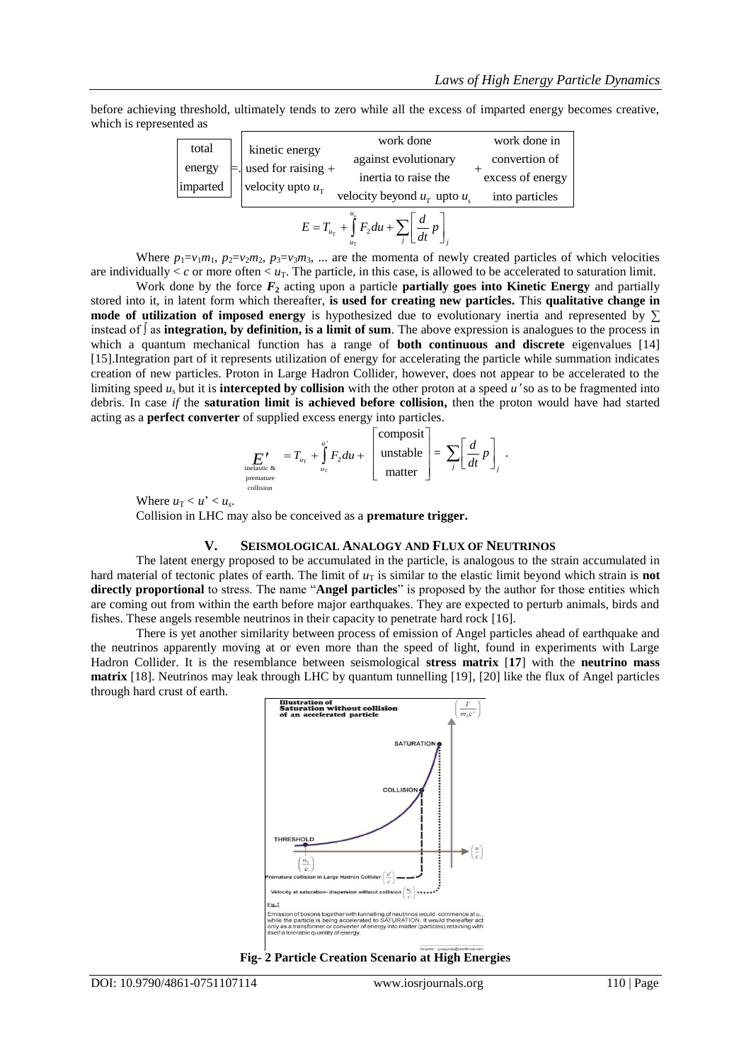before achieving threshold, ultimately tends to zero while all the excess of imparted energy becomes creative, which is represented as

| total energy imparted | = | kinetic energy used for raising + velocity upto $u_T$ | work done against evolutionary inertia to raise the velocity beyond $u_T$ upto $u_s$ | + | work done in convertion of excess of energy into particles |
|---|---|---|---|---|---|

$$E = T_{u_T} + \int_{u_T}^{u_s} F_2 du + \sum_j \left[ \frac{d}{dt} p \right]_j$$

Where $p_1=v_1m_1$, $p_2=v_2m_2$, $p_3=v_3m_3$, ... are the momenta of newly created particles of which velocities are individually $< c$ or more often $< u_T$. The particle, in this case, is allowed to be accelerated to saturation limit.

Work done by the force $F_2$ acting upon a particle **partially goes into Kinetic Energy** and partially stored into it, in latent form which thereafter, **is used for creating new particles.** This **qualitative change in mode of utilization of imposed energy** is hypothesized due to evolutionary inertia and represented by $\sum$ instead of $\int$ as **integration, by definition, is a limit of sum**. The above expression is analogues to the process in which a quantum mechanical function has a range of **both continuous and discrete** eigenvalues [14] [15].Integration part of it represents utilization of energy for accelerating the particle while summation indicates creation of new particles. Proton in Large Hadron Collider, however, does not appear to be accelerated to the limiting speed $u_s$ but it is **intercepted by collision** with the other proton at a speed $u'$ so as to be fragmented into debris. In case *if* the **saturation limit is achieved before collision,** then the proton would have had started acting as a **perfect converter** of supplied excess energy into particles.

$$\underset{\substack{\text{inelastic \&} \\ \text{premature} \\ \text{collision}}}{E'} = T_{u_T} + \int_{u_T}^{u'} F_2 du + \begin{bmatrix} \text{composit} \\ \text{unstable} \\ \text{matter} \end{bmatrix} = \sum_j \left[ \frac{d}{dt} p \right]_j .$$

Where $u_T < u' < u_s$.

Collision in LHC may also be conceived as a **premature trigger.**

## V. Seismological Analogy and Flux of Neutrinos

The latent energy proposed to be accumulated in the particle, is analogous to the strain accumulated in hard material of tectonic plates of earth. The limit of $u_T$ is similar to the elastic limit beyond which strain is **not directly proportional** to stress. The name "**Angel particles**" is proposed by the author for those entities which are coming out from within the earth before major earthquakes. They are expected to perturb animals, birds and fishes. These angels resemble neutrinos in their capacity to penetrate hard rock [16].

There is yet another similarity between process of emission of Angel particles ahead of earthquake and the neutrinos apparently moving at or even more than the speed of light, found in experiments with Large Hadron Collider. It is the resemblance between seismological **stress matrix** [**17**] with the **neutrino mass matrix** [18]. Neutrinos may leak through LHC by quantum tunnelling [19], [20] like the flux of Angel particles through hard crust of earth.

**Fig- 2 Particle Creation Scenario at High Energies**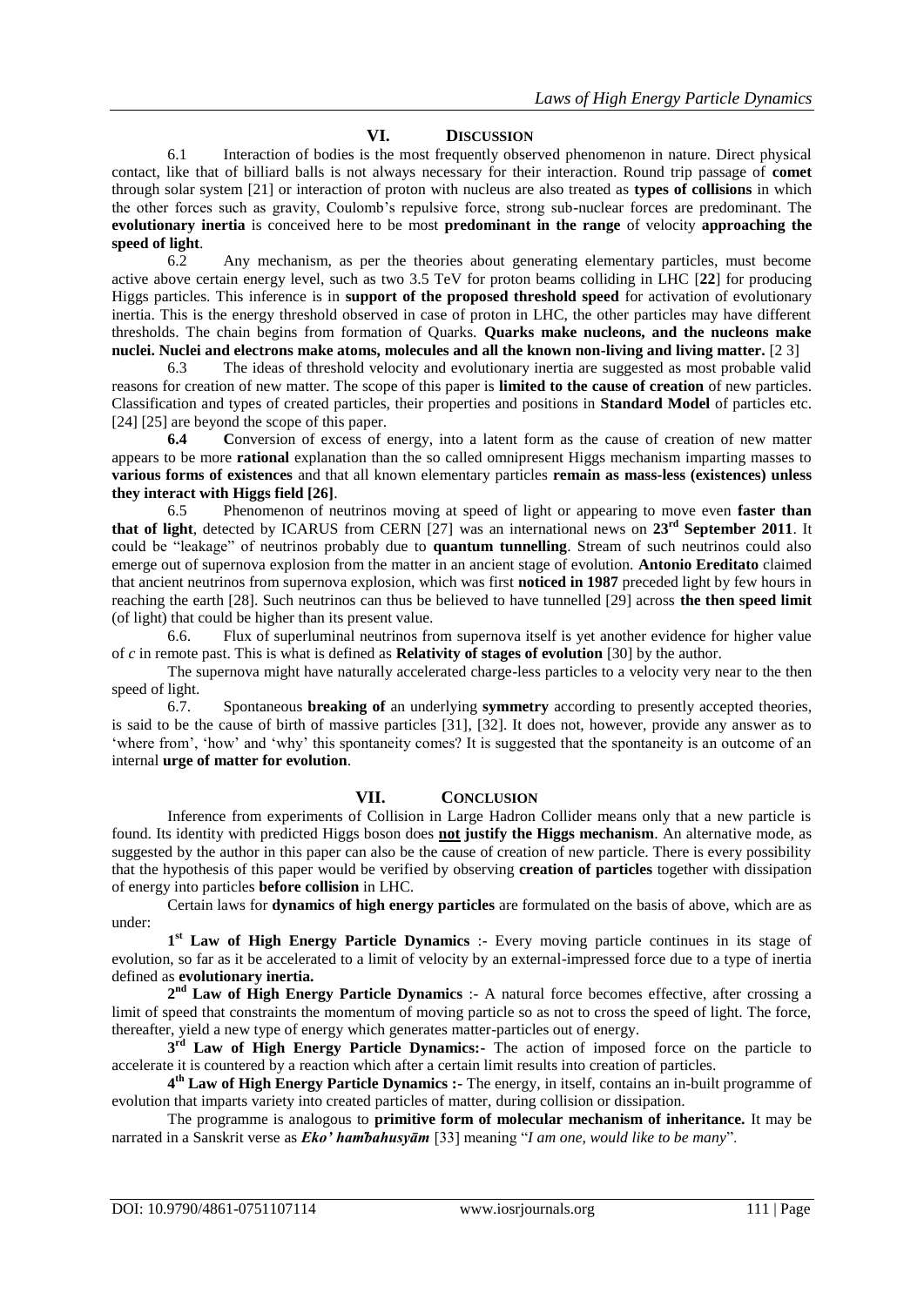## VI. DISCUSSION

6.1 Interaction of bodies is the most frequently observed phenomenon in nature. Direct physical contact, like that of billiard balls is not always necessary for their interaction. Round trip passage of **comet** through solar system [21] or interaction of proton with nucleus are also treated as **types of collisions** in which the other forces such as gravity, Coulomb's repulsive force, strong sub-nuclear forces are predominant. The **evolutionary inertia** is conceived here to be most **predominant in the range** of velocity **approaching the speed of light**.

6.2 Any mechanism, as per the theories about generating elementary particles, must become active above certain energy level, such as two 3.5 TeV for proton beams colliding in LHC [**22**] for producing Higgs particles. This inference is in **support of the proposed threshold speed** for activation of evolutionary inertia. This is the energy threshold observed in case of proton in LHC, the other particles may have different thresholds. The chain begins from formation of Quarks. **Quarks make nucleons, and the nucleons make nuclei. Nuclei and electrons make atoms, molecules and all the known non-living and living matter.** [2 3]

6.3 The ideas of threshold velocity and evolutionary inertia are suggested as most probable valid reasons for creation of new matter. The scope of this paper is **limited to the cause of creation** of new particles. Classification and types of created particles, their properties and positions in **Standard Model** of particles etc. [24] [25] are beyond the scope of this paper.

**6.4 C**onversion of excess of energy, into a latent form as the cause of creation of new matter appears to be more **rational** explanation than the so called omnipresent Higgs mechanism imparting masses to **various forms of existences** and that all known elementary particles **remain as mass-less (existences) unless they interact with Higgs field [26]**.

6.5 Phenomenon of neutrinos moving at speed of light or appearing to move even **faster than that of light**, detected by ICARUS from CERN [27] was an international news on **23rd September 2011**. It could be "leakage" of neutrinos probably due to **quantum tunnelling**. Stream of such neutrinos could also emerge out of supernova explosion from the matter in an ancient stage of evolution. **Antonio Ereditato** claimed that ancient neutrinos from supernova explosion, which was first **noticed in 1987** preceded light by few hours in reaching the earth [28]. Such neutrinos can thus be believed to have tunnelled [29] across **the then speed limit** (of light) that could be higher than its present value.

6.6. Flux of superluminal neutrinos from supernova itself is yet another evidence for higher value of *c* in remote past. This is what is defined as **Relativity of stages of evolution** [30] by the author.

The supernova might have naturally accelerated charge-less particles to a velocity very near to the then speed of light.

6.7. Spontaneous **breaking of** an underlying **symmetry** according to presently accepted theories, is said to be the cause of birth of massive particles [31], [32]. It does not, however, provide any answer as to 'where from', 'how' and 'why' this spontaneity comes? It is suggested that the spontaneity is an outcome of an internal **urge of matter for evolution**.

## VII. CONCLUSION

Inference from experiments of Collision in Large Hadron Collider means only that a new particle is found. Its identity with predicted Higgs boson does **not justify the Higgs mechanism**. An alternative mode, as suggested by the author in this paper can also be the cause of creation of new particle. There is every possibility that the hypothesis of this paper would be verified by observing **creation of particles** together with dissipation of energy into particles **before collision** in LHC.

Certain laws for **dynamics of high energy particles** are formulated on the basis of above, which are as under:

**1st Law of High Energy Particle Dynamics** :- Every moving particle continues in its stage of evolution, so far as it be accelerated to a limit of velocity by an external-impressed force due to a type of inertia defined as **evolutionary inertia.**

**2nd Law of High Energy Particle Dynamics** :- A natural force becomes effective, after crossing a limit of speed that constraints the momentum of moving particle so as not to cross the speed of light. The force, thereafter, yield a new type of energy which generates matter-particles out of energy.

**3rd Law of High Energy Particle Dynamics:-** The action of imposed force on the particle to accelerate it is countered by a reaction which after a certain limit results into creation of particles.

**4th Law of High Energy Particle Dynamics :-** The energy, in itself, contains an in-built programme of evolution that imparts variety into created particles of matter, during collision or dissipation.

The programme is analogous to **primitive form of molecular mechanism of inheritance.** It may be narrated in a Sanskrit verse as ***Eko' ham̆bahusyām*** [33] meaning "*I am one, would like to be many*".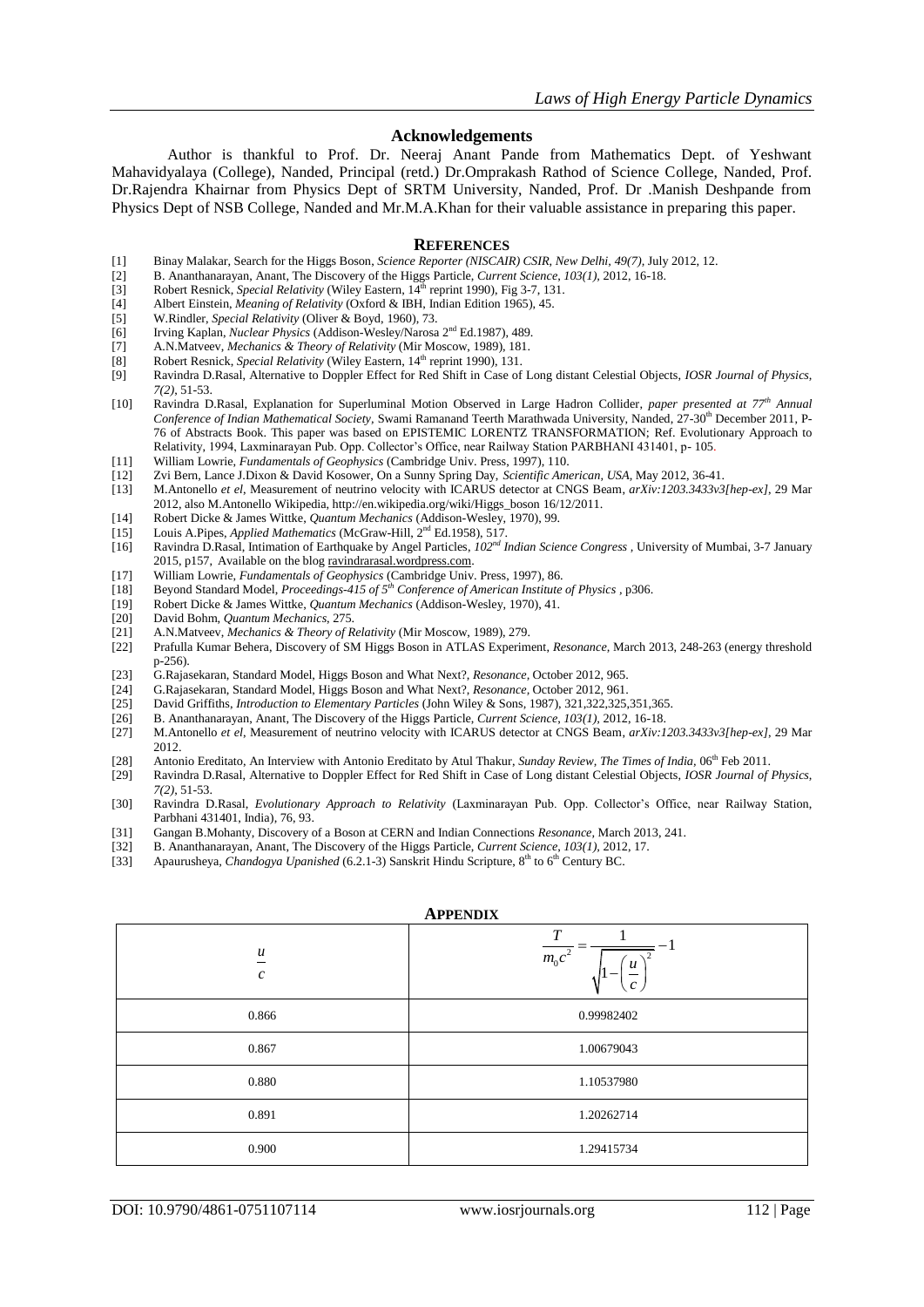## Acknowledgements

Author is thankful to Prof. Dr. Neeraj Anant Pande from Mathematics Dept. of Yeshwant Mahavidyalaya (College), Nanded, Principal (retd.) Dr.Omprakash Rathod of Science College, Nanded, Prof. Dr.Rajendra Khairnar from Physics Dept of SRTM University, Nanded, Prof. Dr .Manish Deshpande from Physics Dept of NSB College, Nanded and Mr.M.A.Khan for their valuable assistance in preparing this paper.

## REFERENCES

[1] Binay Malakar, Search for the Higgs Boson, *Science Reporter (NISCAIR) CSIR, New Delhi, 49(7)*, July 2012, 12.
[2] B. Ananthanarayan, Anant, The Discovery of the Higgs Particle, *Current Science, 103(1)*, 2012, 16-18.
[3] Robert Resnick, *Special Relativity* (Wiley Eastern, 14th reprint 1990), Fig 3-7, 131.
[4] Albert Einstein, *Meaning of Relativity* (Oxford & IBH, Indian Edition 1965), 45.
[5] W.Rindler, *Special Relativity* (Oliver & Boyd, 1960), 73.
[6] Irving Kaplan, *Nuclear Physics* (Addison-Wesley/Narosa 2nd Ed.1987), 489.
[7] A.N.Matveev, *Mechanics & Theory of Relativity* (Mir Moscow, 1989), 181.
[8] Robert Resnick, *Special Relativity* (Wiley Eastern, 14th reprint 1990), 131.
[9] Ravindra D.Rasal, Alternative to Doppler Effect for Red Shift in Case of Long distant Celestial Objects, *IOSR Journal of Physics, 7(2)*, 51-53.
[10] Ravindra D.Rasal, Explanation for Superluminal Motion Observed in Large Hadron Collider, *paper presented at 77th Annual Conference of Indian Mathematical Society*, Swami Ramanand Teerth Marathwada University, Nanded, 27-30th December 2011, P-76 of Abstracts Book. This paper was based on EPISTEMIC LORENTZ TRANSFORMATION; Ref. Evolutionary Approach to Relativity, 1994, Laxminarayan Pub. Opp. Collector's Office, near Railway Station PARBHANI 431401, p- 105.
[11] William Lowrie, *Fundamentals of Geophysics* (Cambridge Univ. Press, 1997), 110.
[12] Zvi Bern, Lance J.Dixon & David Kosower, On a Sunny Spring Day, *Scientific American, USA*, May 2012, 36-41.
[13] M.Antonello *et el*, Measurement of neutrino velocity with ICARUS detector at CNGS Beam, *arXiv:1203.3433v3[hep-ex]*, 29 Mar 2012, also M.Antonello Wikipedia, http://en.wikipedia.org/wiki/Higgs_boson 16/12/2011.
[14] Robert Dicke & James Wittke, *Quantum Mechanics* (Addison-Wesley, 1970), 99.
[15] Louis A.Pipes, *Applied Mathematics* (McGraw-Hill, 2nd Ed.1958), 517.
[16] Ravindra D.Rasal, Intimation of Earthquake by Angel Particles, *102nd Indian Science Congress* , University of Mumbai, 3-7 January 2015, p157, Available on the blog ravindrarasal.wordpress.com.
[17] William Lowrie, *Fundamentals of Geophysics* (Cambridge Univ. Press, 1997), 86.
[18] Beyond Standard Model, *Proceedings-415 of 5th Conference of American Institute of Physics* , p306.
[19] Robert Dicke & James Wittke, *Quantum Mechanics* (Addison-Wesley, 1970), 41.
[20] David Bohm, *Quantum Mechanics*, 275.
[21] A.N.Matveev, *Mechanics & Theory of Relativity* (Mir Moscow, 1989), 279.
[22] Prafulla Kumar Behera, Discovery of SM Higgs Boson in ATLAS Experiment, *Resonance*, March 2013, 248-263 (energy threshold p-256).
[23] G.Rajasekaran, Standard Model, Higgs Boson and What Next?, *Resonance*, October 2012, 965.
[24] G.Rajasekaran, Standard Model, Higgs Boson and What Next?, *Resonance*, October 2012, 961.
[25] David Griffiths, *Introduction to Elementary Particles* (John Wiley & Sons, 1987), 321,322,325,351,365.
[26] B. Ananthanarayan, Anant, The Discovery of the Higgs Particle, *Current Science, 103(1)*, 2012, 16-18.
[27] M.Antonello *et el*, Measurement of neutrino velocity with ICARUS detector at CNGS Beam, *arXiv:1203.3433v3[hep-ex]*, 29 Mar 2012.
[28] Antonio Ereditato, An Interview with Antonio Ereditato by Atul Thakur, *Sunday Review, The Times of India*, 06th Feb 2011.
[29] Ravindra D.Rasal, Alternative to Doppler Effect for Red Shift in Case of Long distant Celestial Objects, *IOSR Journal of Physics, 7(2)*, 51-53.
[30] Ravindra D.Rasal, *Evolutionary Approach to Relativity* (Laxminarayan Pub. Opp. Collector's Office, near Railway Station, Parbhani 431401, India), 76, 93.
[31] Gangan B.Mohanty, Discovery of a Boson at CERN and Indian Connections *Resonance*, March 2013, 241.
[32] B. Ananthanarayan, Anant, The Discovery of the Higgs Particle, *Current Science, 103(1)*, 2012, 17.
[33] Apaurusheya, *Chandogya Upanished* (6.2.1-3) Sanskrit Hindu Scripture, 8th to 6th Century BC.

## APPENDIX

| $\frac{u}{c}$ | $\frac{T}{m_0c^2} = \frac{1}{\sqrt{1-\left(\frac{u}{c}\right)^2}} - 1$ |
|---|---|
| 0.866 | 0.99982402 |
| 0.867 | 1.00679043 |
| 0.880 | 1.10537980 |
| 0.891 | 1.20262714 |
| 0.900 | 1.29415734 |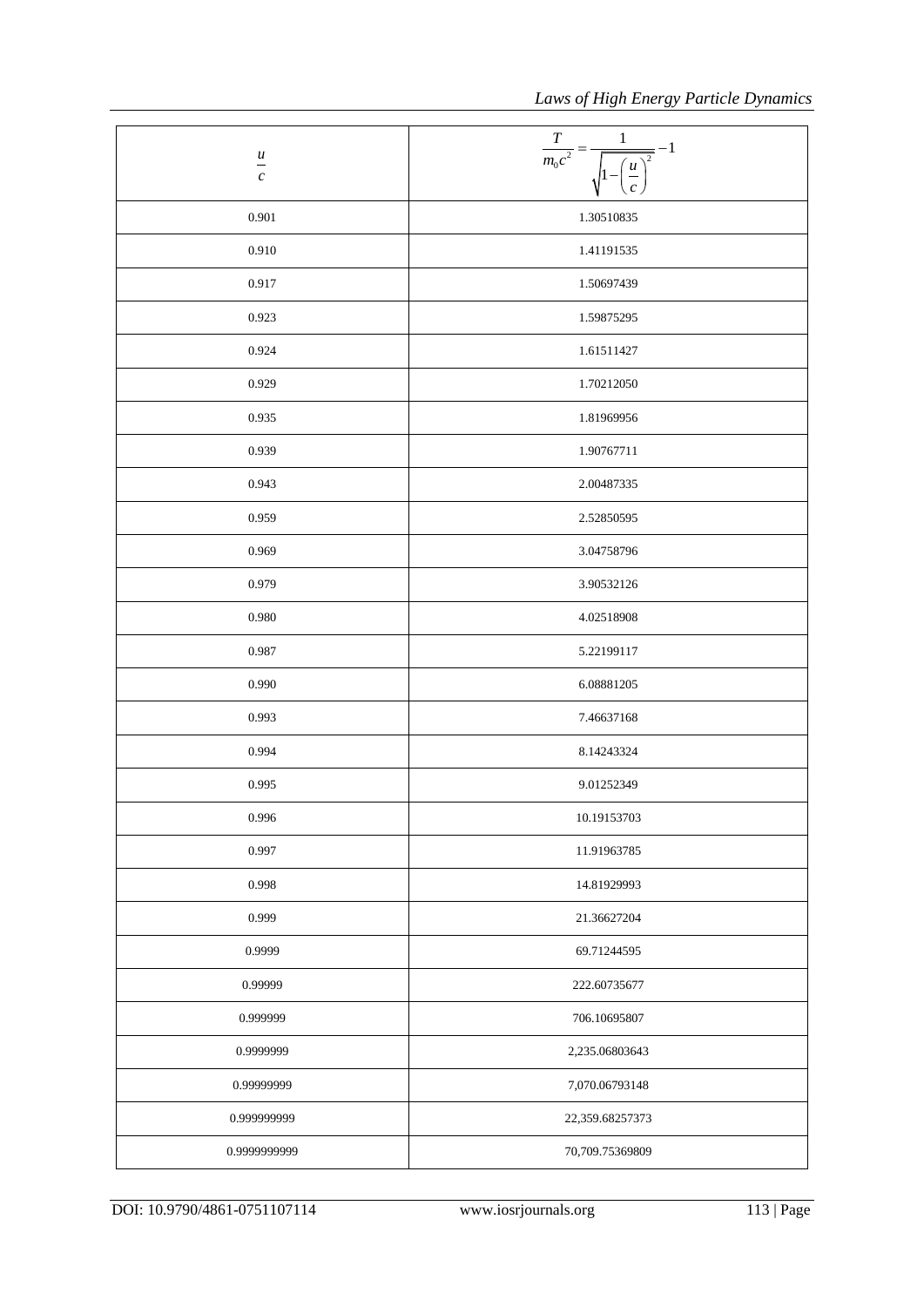| $\frac{u}{c}$ | $\frac{T}{m_0 c^2} = \frac{1}{\sqrt{1-\left(\frac{u}{c}\right)^2}} - 1$ |
|---|---|
| 0.901 | 1.30510835 |
| 0.910 | 1.41191535 |
| 0.917 | 1.50697439 |
| 0.923 | 1.59875295 |
| 0.924 | 1.61511427 |
| 0.929 | 1.70212050 |
| 0.935 | 1.81969956 |
| 0.939 | 1.90767711 |
| 0.943 | 2.00487335 |
| 0.959 | 2.52850595 |
| 0.969 | 3.04758796 |
| 0.979 | 3.90532126 |
| 0.980 | 4.02518908 |
| 0.987 | 5.22199117 |
| 0.990 | 6.08881205 |
| 0.993 | 7.46637168 |
| 0.994 | 8.14243324 |
| 0.995 | 9.01252349 |
| 0.996 | 10.19153703 |
| 0.997 | 11.91963785 |
| 0.998 | 14.81929993 |
| 0.999 | 21.36627204 |
| 0.9999 | 69.71244595 |
| 0.99999 | 222.60735677 |
| 0.999999 | 706.10695807 |
| 0.9999999 | 2,235.06803643 |
| 0.99999999 | 7,070.06793148 |
| 0.999999999 | 22,359.68257373 |
| 0.9999999999 | 70,709.75369809 |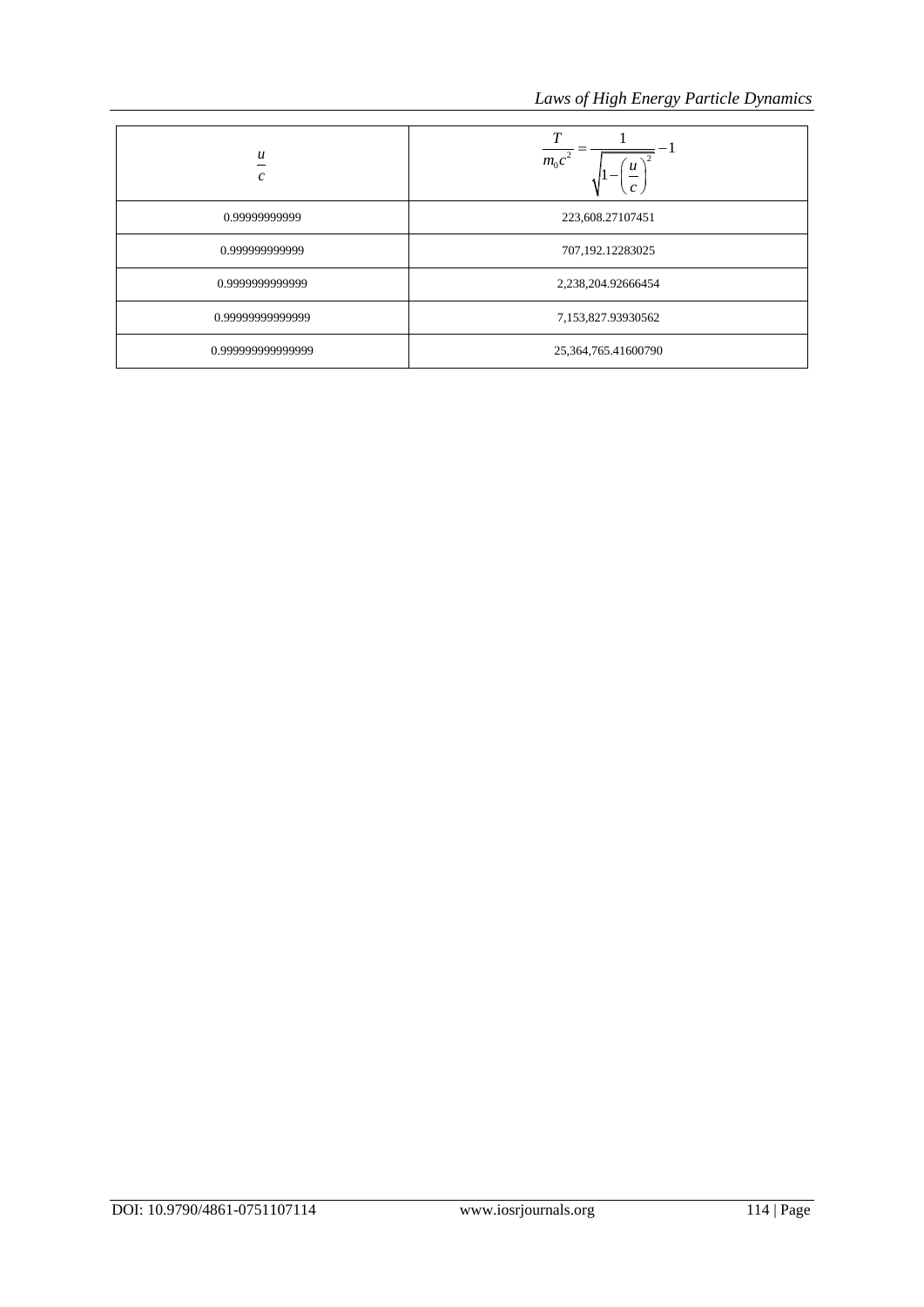| $\frac{u}{c}$ | $\frac{T}{m_0 c^2} = \frac{1}{\sqrt{1-\left(\frac{u}{c}\right)^2}} - 1$ |
|---|---|
| 0.99999999999 | 223,608.27107451 |
| 0.999999999999 | 707,192.12283025 |
| 0.9999999999999 | 2,238,204.92666454 |
| 0.99999999999999 | 7,153,827.93930562 |
| 0.999999999999999 | 25,364,765.41600790 |